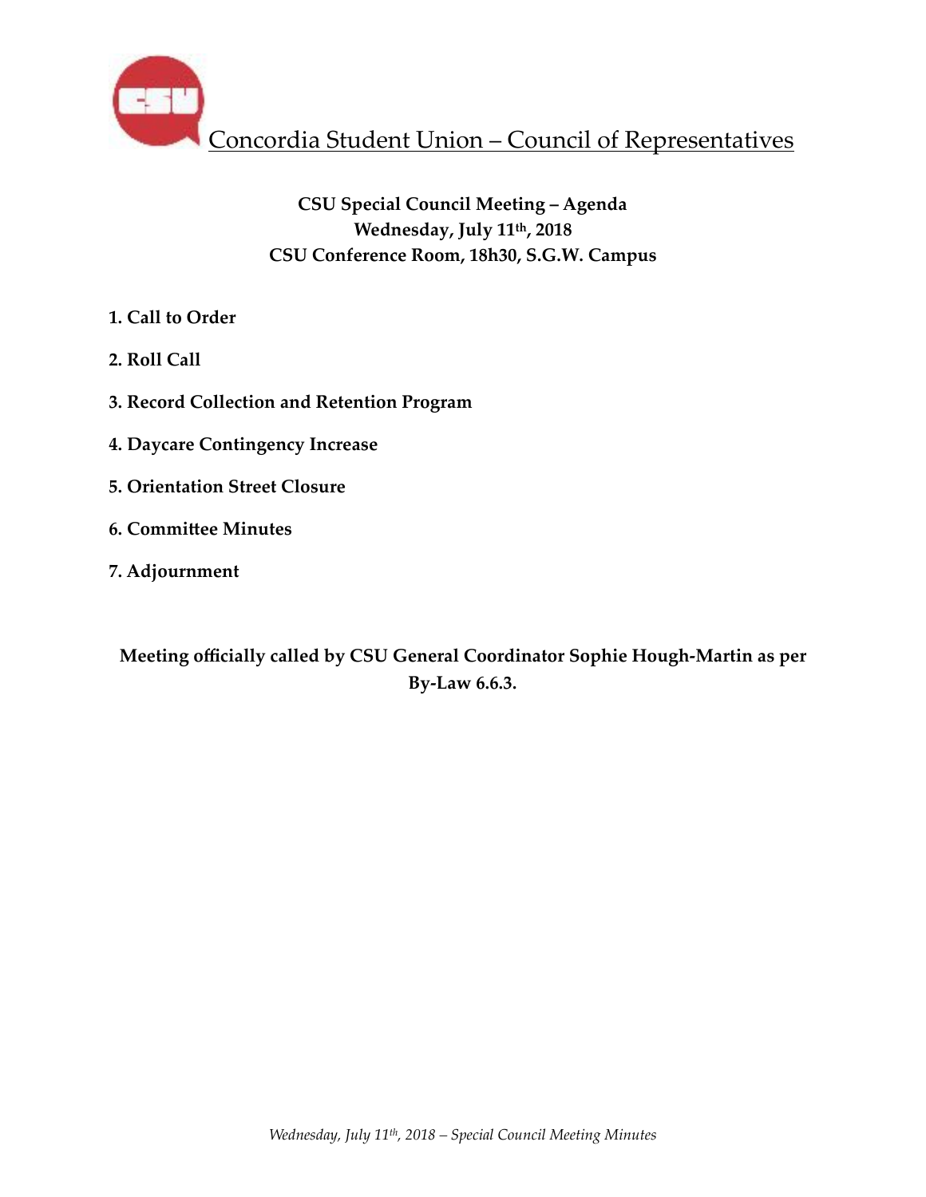# Concordia Student Union – Council of Representatives

**CSU Special Council Meeting – Agenda**
**Wednesday, July 11th, 2018**
**CSU Conference Room, 18h30, S.G.W. Campus**

1. **Call to Order**
2. **Roll Call**
3. **Record Collection and Retention Program**
4. **Daycare Contingency Increase**
5. **Orientation Street Closure**
6. **Committee Minutes**
7. **Adjournment**

**Meeting officially called by CSU General Coordinator Sophie Hough-Martin as per By-Law 6.6.3.**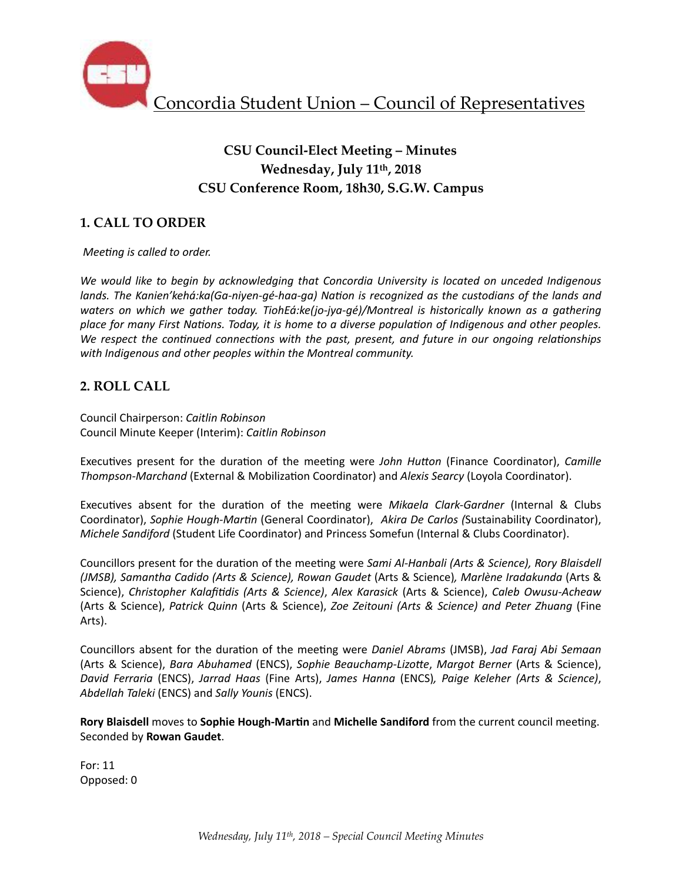Concordia Student Union – Council of Representatives

**CSU Council-Elect Meeting – Minutes**
**Wednesday, July 11th, 2018**
**CSU Conference Room, 18h30, S.G.W. Campus**

## 1. CALL TO ORDER

*Meeting is called to order.*

*We would like to begin by acknowledging that Concordia University is located on unceded Indigenous lands. The Kanien'kehá:ka(Ga-niyen-gé-haa-ga) Nation is recognized as the custodians of the lands and waters on which we gather today. TiohEá:ke(jo-jya-gé)/Montreal is historically known as a gathering place for many First Nations. Today, it is home to a diverse population of Indigenous and other peoples. We respect the continued connections with the past, present, and future in our ongoing relationships with Indigenous and other peoples within the Montreal community.*

## 2. ROLL CALL

Council Chairperson: *Caitlin Robinson*
Council Minute Keeper (Interim): *Caitlin Robinson*

Executives present for the duration of the meeting were *John Hutton* (Finance Coordinator), *Camille Thompson-Marchand* (External & Mobilization Coordinator) and *Alexis Searcy* (Loyola Coordinator).

Executives absent for the duration of the meeting were *Mikaela Clark-Gardner* (Internal & Clubs Coordinator), *Sophie Hough-Martin* (General Coordinator), *Akira De Carlos (*Sustainability Coordinator), *Michele Sandiford* (Student Life Coordinator) and Princess Somefun (Internal & Clubs Coordinator).

Councillors present for the duration of the meeting were *Sami Al-Hanbali (Arts & Science), Rory Blaisdell (JMSB), Samantha Cadido (Arts & Science), Rowan Gaudet* (Arts & Science)*, Marlène Iradakunda* (Arts & Science), *Christopher Kalafitidis (Arts & Science)*, *Alex Karasick* (Arts & Science), *Caleb Owusu-Acheaw* (Arts & Science), *Patrick Quinn* (Arts & Science), *Zoe Zeitouni (Arts & Science) and Peter Zhuang* (Fine Arts).

Councillors absent for the duration of the meeting were *Daniel Abrams* (JMSB), *Jad Faraj Abi Semaan* (Arts & Science), *Bara Abuhamed* (ENCS), *Sophie Beauchamp-Lizotte*, *Margot Berner* (Arts & Science), *David Ferraria* (ENCS), *Jarrad Haas* (Fine Arts), *James Hanna* (ENCS)*, Paige Keleher (Arts & Science)*, *Abdellah Taleki* (ENCS) and *Sally Younis* (ENCS).

**Rory Blaisdell** moves to **Sophie Hough-Martin** and **Michelle Sandiford** from the current council meeting. Seconded by **Rowan Gaudet**.

For: 11
Opposed: 0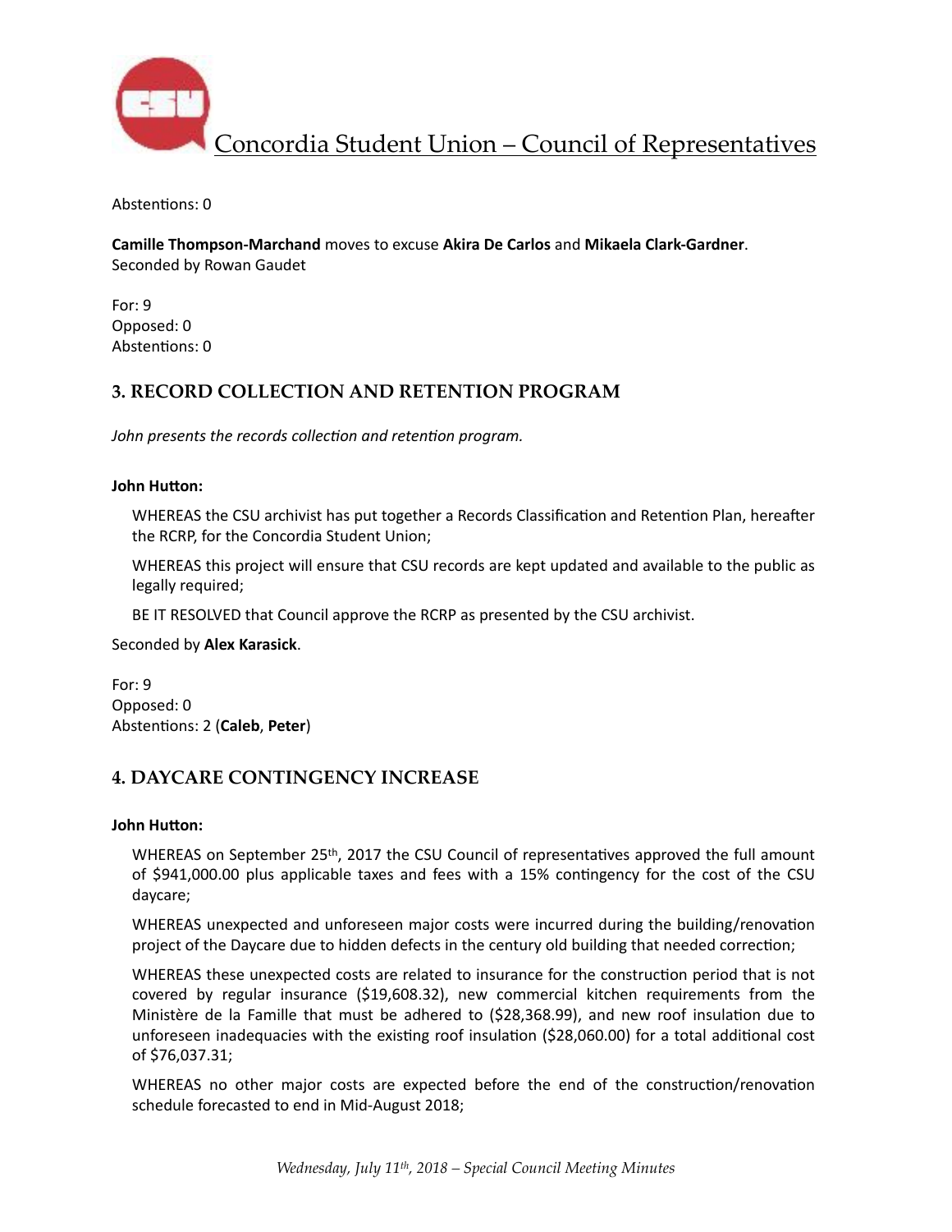Abstentions: 0

**Camille Thompson-Marchand** moves to excuse **Akira De Carlos** and **Mikaela Clark-Gardner**.
Seconded by Rowan Gaudet

For: 9
Opposed: 0
Abstentions: 0

## 3. RECORD COLLECTION AND RETENTION PROGRAM

*John presents the records collection and retention program.*

**John Hutton:**

WHEREAS the CSU archivist has put together a Records Classification and Retention Plan, hereafter the RCRP, for the Concordia Student Union;

WHEREAS this project will ensure that CSU records are kept updated and available to the public as legally required;

BE IT RESOLVED that Council approve the RCRP as presented by the CSU archivist.

Seconded by **Alex Karasick**.

For: 9
Opposed: 0
Abstentions: 2 (**Caleb**, **Peter**)

## 4. DAYCARE CONTINGENCY INCREASE

**John Hutton:**

WHEREAS on September 25th, 2017 the CSU Council of representatives approved the full amount of $941,000.00 plus applicable taxes and fees with a 15% contingency for the cost of the CSU daycare;

WHEREAS unexpected and unforeseen major costs were incurred during the building/renovation project of the Daycare due to hidden defects in the century old building that needed correction;

WHEREAS these unexpected costs are related to insurance for the construction period that is not covered by regular insurance ($19,608.32), new commercial kitchen requirements from the Ministère de la Famille that must be adhered to ($28,368.99), and new roof insulation due to unforeseen inadequacies with the existing roof insulation ($28,060.00) for a total additional cost of $76,037.31;

WHEREAS no other major costs are expected before the end of the construction/renovation schedule forecasted to end in Mid-August 2018;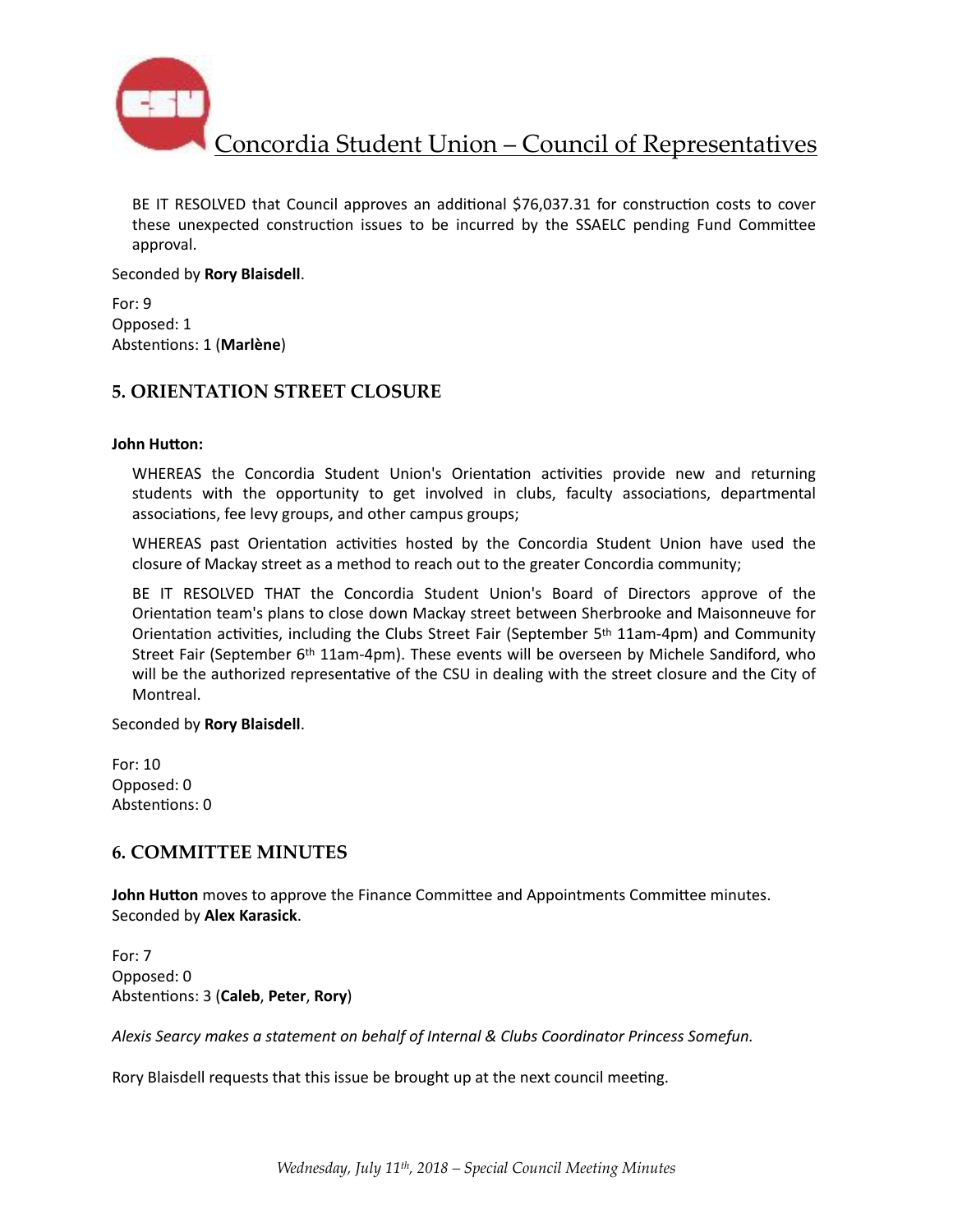BE IT RESOLVED that Council approves an additional $76,037.31 for construction costs to cover these unexpected construction issues to be incurred by the SSAELC pending Fund Committee approval.

Seconded by **Rory Blaisdell**.

For: 9
Opposed: 1
Abstentions: 1 (**Marlène**)

## 5. ORIENTATION STREET CLOSURE

**John Hutton:**

WHEREAS the Concordia Student Union's Orientation activities provide new and returning students with the opportunity to get involved in clubs, faculty associations, departmental associations, fee levy groups, and other campus groups;

WHEREAS past Orientation activities hosted by the Concordia Student Union have used the closure of Mackay street as a method to reach out to the greater Concordia community;

BE IT RESOLVED THAT the Concordia Student Union's Board of Directors approve of the Orientation team's plans to close down Mackay street between Sherbrooke and Maisonneuve for Orientation activities, including the Clubs Street Fair (September 5th 11am-4pm) and Community Street Fair (September 6th 11am-4pm). These events will be overseen by Michele Sandiford, who will be the authorized representative of the CSU in dealing with the street closure and the City of Montreal.

Seconded by **Rory Blaisdell**.

For: 10
Opposed: 0
Abstentions: 0

## 6. COMMITTEE MINUTES

**John Hutton** moves to approve the Finance Committee and Appointments Committee minutes. Seconded by **Alex Karasick**.

For: 7
Opposed: 0
Abstentions: 3 (**Caleb**, **Peter**, **Rory**)

*Alexis Searcy makes a statement on behalf of Internal & Clubs Coordinator Princess Somefun.*

Rory Blaisdell requests that this issue be brought up at the next council meeting.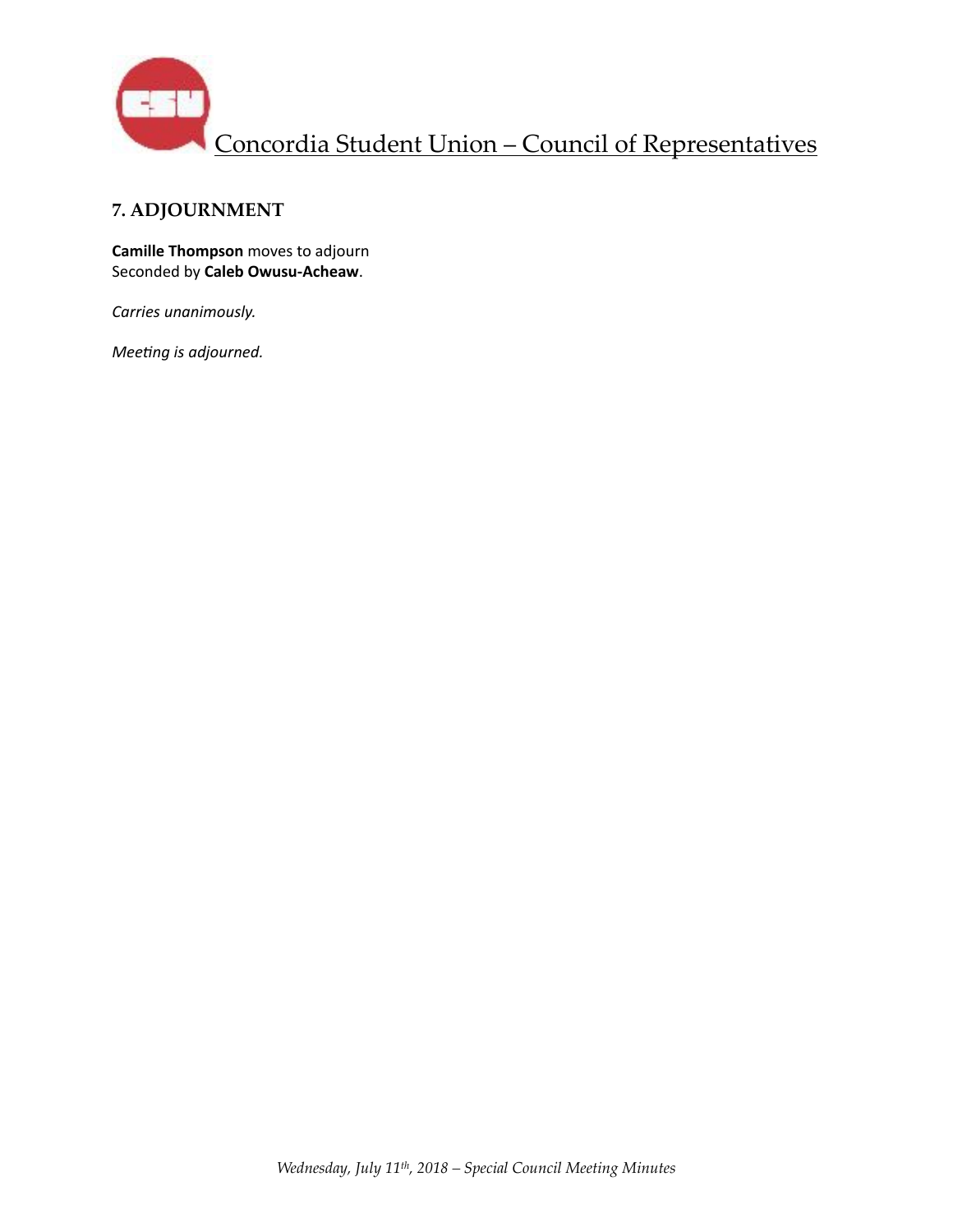## 7. ADJOURNMENT

**Camille Thompson** moves to adjourn
Seconded by **Caleb Owusu-Acheaw**.

*Carries unanimously.*

*Meeting is adjourned.*